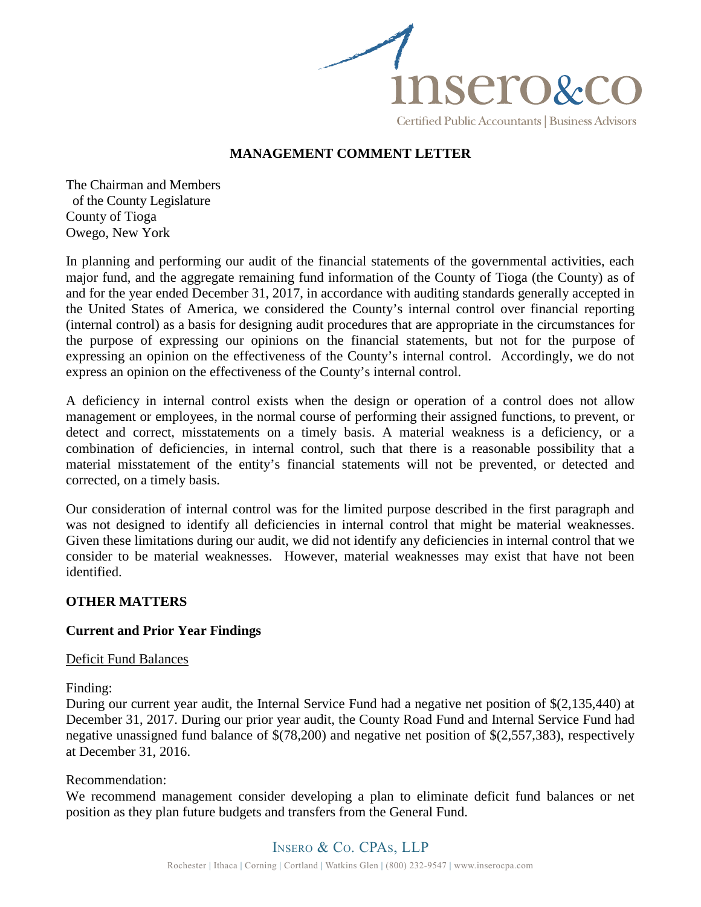# MANAGEMENT COMMENT LETTER

The Chairman and Members
of the County Legislature
County of Tioga
Owego, New York

In planning and performing our audit of the financial statements of the governmental activities, each major fund, and the aggregate remaining fund information of the County of Tioga (the County) as of and for the year ended December 31, 2017, in accordance with auditing standards generally accepted in the United States of America, we considered the County's internal control over financial reporting (internal control) as a basis for designing audit procedures that are appropriate in the circumstances for the purpose of expressing our opinions on the financial statements, but not for the purpose of expressing an opinion on the effectiveness of the County's internal control. Accordingly, we do not express an opinion on the effectiveness of the County's internal control.

A deficiency in internal control exists when the design or operation of a control does not allow management or employees, in the normal course of performing their assigned functions, to prevent, or detect and correct, misstatements on a timely basis. A material weakness is a deficiency, or a combination of deficiencies, in internal control, such that there is a reasonable possibility that a material misstatement of the entity's financial statements will not be prevented, or detected and corrected, on a timely basis.

Our consideration of internal control was for the limited purpose described in the first paragraph and was not designed to identify all deficiencies in internal control that might be material weaknesses. Given these limitations during our audit, we did not identify any deficiencies in internal control that we consider to be material weaknesses. However, material weaknesses may exist that have not been identified.

## OTHER MATTERS

### Current and Prior Year Findings

Deficit Fund Balances

Finding:
During our current year audit, the Internal Service Fund had a negative net position of $(2,135,440) at December 31, 2017. During our prior year audit, the County Road Fund and Internal Service Fund had negative unassigned fund balance of $(78,200) and negative net position of $(2,557,383), respectively at December 31, 2016.

Recommendation:
We recommend management consider developing a plan to eliminate deficit fund balances or net position as they plan future budgets and transfers from the General Fund.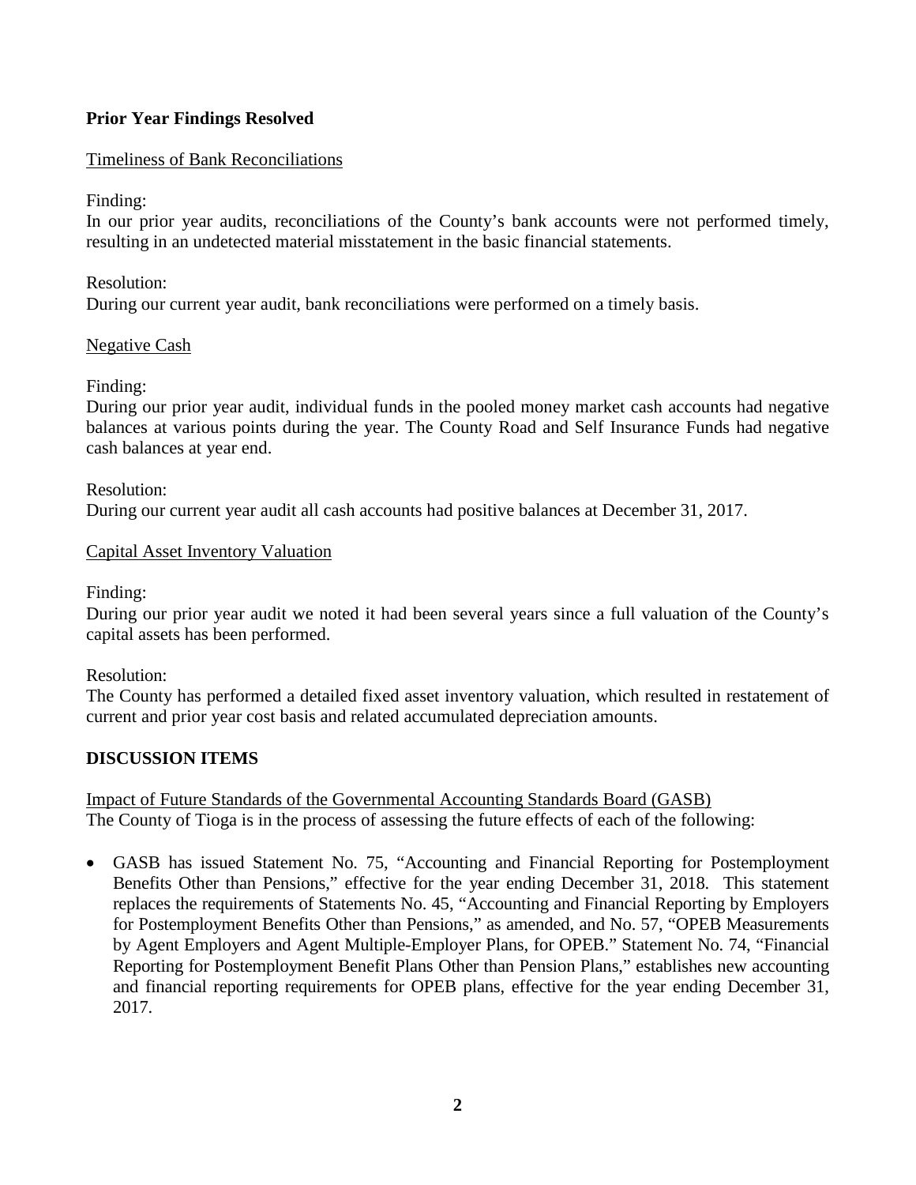## Prior Year Findings Resolved

Timeliness of Bank Reconciliations

Finding:
In our prior year audits, reconciliations of the County's bank accounts were not performed timely, resulting in an undetected material misstatement in the basic financial statements.

Resolution:
During our current year audit, bank reconciliations were performed on a timely basis.

Negative Cash

Finding:
During our prior year audit, individual funds in the pooled money market cash accounts had negative balances at various points during the year. The County Road and Self Insurance Funds had negative cash balances at year end.

Resolution:
During our current year audit all cash accounts had positive balances at December 31, 2017.

Capital Asset Inventory Valuation

Finding:
During our prior year audit we noted it had been several years since a full valuation of the County's capital assets has been performed.

Resolution:
The County has performed a detailed fixed asset inventory valuation, which resulted in restatement of current and prior year cost basis and related accumulated depreciation amounts.

## DISCUSSION ITEMS

Impact of Future Standards of the Governmental Accounting Standards Board (GASB)
The County of Tioga is in the process of assessing the future effects of each of the following:

- GASB has issued Statement No. 75, "Accounting and Financial Reporting for Postemployment Benefits Other than Pensions," effective for the year ending December 31, 2018. This statement replaces the requirements of Statements No. 45, "Accounting and Financial Reporting by Employers for Postemployment Benefits Other than Pensions," as amended, and No. 57, "OPEB Measurements by Agent Employers and Agent Multiple-Employer Plans, for OPEB." Statement No. 74, "Financial Reporting for Postemployment Benefit Plans Other than Pension Plans," establishes new accounting and financial reporting requirements for OPEB plans, effective for the year ending December 31, 2017.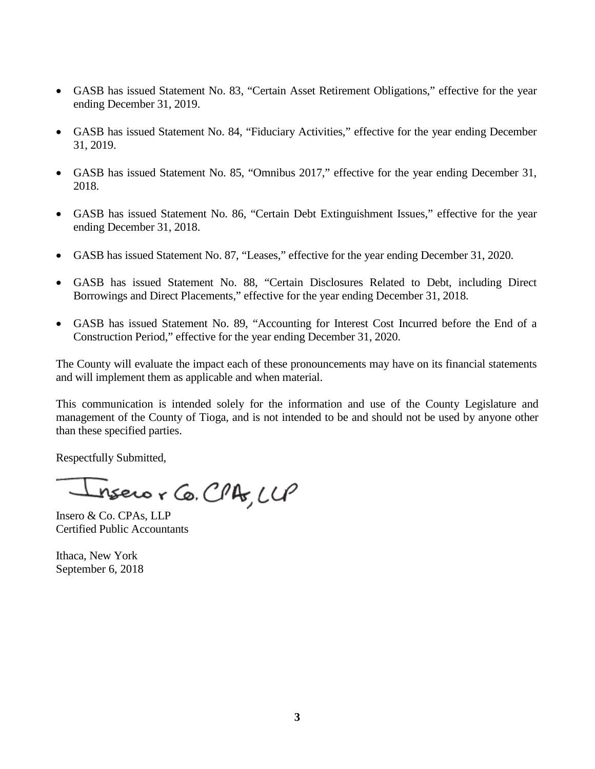- GASB has issued Statement No. 83, "Certain Asset Retirement Obligations," effective for the year ending December 31, 2019.
- GASB has issued Statement No. 84, "Fiduciary Activities," effective for the year ending December 31, 2019.
- GASB has issued Statement No. 85, "Omnibus 2017," effective for the year ending December 31, 2018.
- GASB has issued Statement No. 86, "Certain Debt Extinguishment Issues," effective for the year ending December 31, 2018.
- GASB has issued Statement No. 87, "Leases," effective for the year ending December 31, 2020.
- GASB has issued Statement No. 88, "Certain Disclosures Related to Debt, including Direct Borrowings and Direct Placements," effective for the year ending December 31, 2018.
- GASB has issued Statement No. 89, "Accounting for Interest Cost Incurred before the End of a Construction Period," effective for the year ending December 31, 2020.

The County will evaluate the impact each of these pronouncements may have on its financial statements and will implement them as applicable and when material.

This communication is intended solely for the information and use of the County Legislature and management of the County of Tioga, and is not intended to be and should not be used by anyone other than these specified parties.

Respectfully Submitted,

Insero & Co. CPAs, LLP

Insero & Co. CPAs, LLP
Certified Public Accountants

Ithaca, New York
September 6, 2018